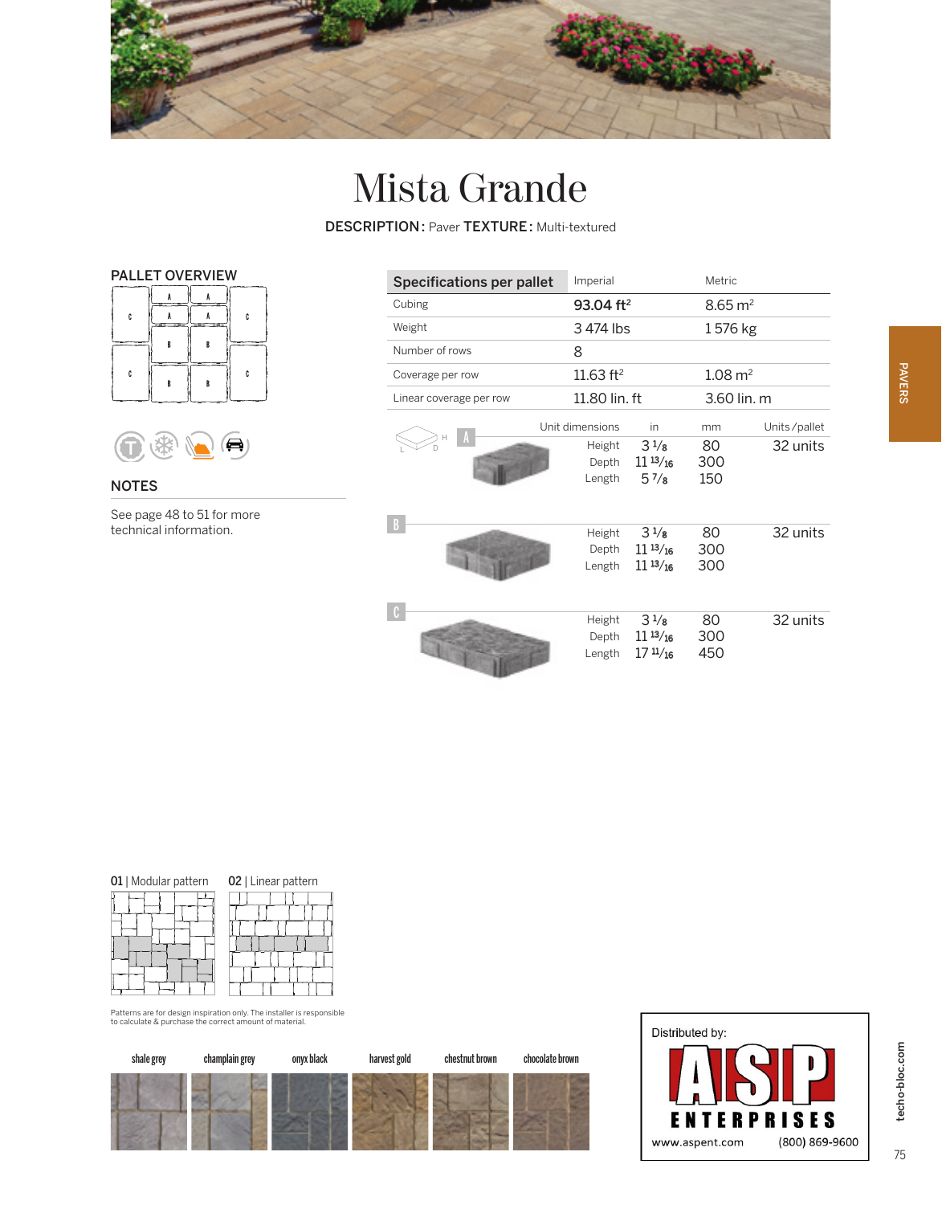# Mista Grande

**DESCRIPTION:** Paver **TEXTURE:** Multi-textured

## PALLET OVERVIEW

## NOTES

See page 48 to 51 for more technical information.

| Specifications per pallet | Imperial | Metric |
|---|---|---|
| Cubing | **93.04 ft²** | 8.65 m² |
| Weight | 3 474 lbs | 1 576 kg |
| Number of rows | 8 | |
| Coverage per row | 11.63 ft² | 1.08 m² |
| Linear coverage per row | 11.80 lin. ft | 3.60 lin. m |

| | Unit dimensions | in | mm | Units/pallet |
|---|---|---|---|---|
| A | Height | 3 1/8 | 80 | 32 units |
| | Depth | 11 13/16 | 300 | |
| | Length | 5 7/8 | 150 | |
| B | Height | 3 1/8 | 80 | 32 units |
| | Depth | 11 13/16 | 300 | |
| | Length | 11 13/16 | 300 | |
| C | Height | 3 1/8 | 80 | 32 units |
| | Depth | 11 13/16 | 300 | |
| | Length | 17 11/16 | 450 | |

**01** | Modular pattern

**02** | Linear pattern

Patterns are for design inspiration only. The installer is responsible to calculate & purchase the correct amount of material.

shale grey | champlain grey | onyx black | harvest gold | chestnut brown | chocolate brown

Distributed by:

ASP ENTERPRISES

www.aspent.com (800) 869-9600

PAVERS

techo-bloc.com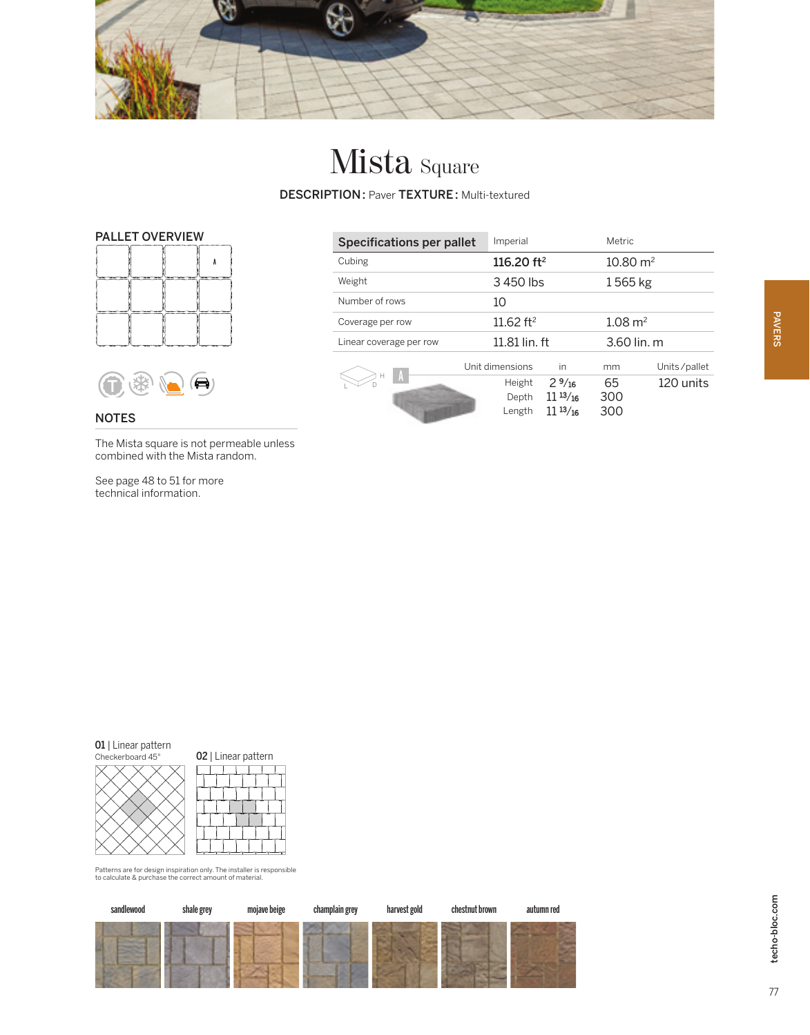# Mista Square

**DESCRIPTION:** Paver **TEXTURE:** Multi-textured

PAVERS

## PALLET OVERVIEW

## NOTES

The Mista square is not permeable unless combined with the Mista random.

See page 48 to 51 for more technical information.

| Specifications per pallet | Imperial | Metric |
|---|---|---|
| Cubing | 116.20 ft² | 10.80 m² |
| Weight | 3 450 lbs | 1 565 kg |
| Number of rows | 10 | |
| Coverage per row | 11.62 ft² | 1.08 m² |
| Linear coverage per row | 11.81 lin. ft | 3.60 lin. m |

| Unit dimensions | in | mm | Units/pallet |
|---|---|---|---|
| Height | 2 9/16 | 65 | 120 units |
| Depth | 11 13/16 | 300 | |
| Length | 11 13/16 | 300 | |

**01** | Linear pattern
Checkerboard 45°

**02** | Linear pattern

Patterns are for design inspiration only. The installer is responsible to calculate & purchase the correct amount of material.

sandlewood | shale grey | mojave beige | champlain grey | harvest gold | chestnut brown | autumn red

techo-bloc.com